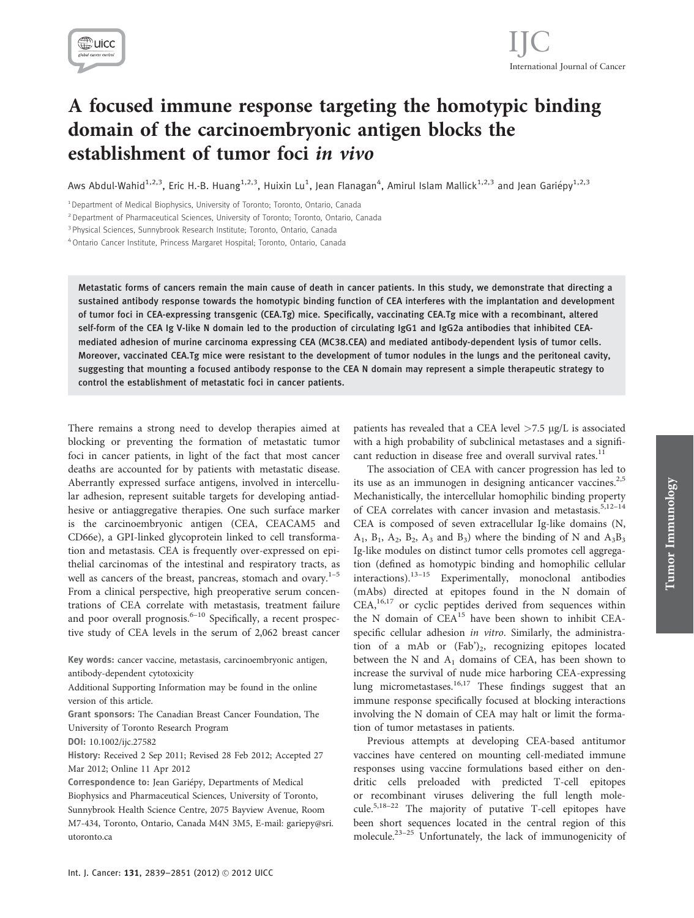# A focused immune response targeting the homotypic binding domain of the carcinoembryonic antigen blocks the establishment of tumor foci *in vivo*

Aws Abdul-Wahid[1,2,3], Eric H.-B. Huang[1,2,3], Huixin Lu[1], Jean Flanagan[4], Amirul Islam Mallick[1,2,3] and Jean Gariépy[1,2,3]

[1] Department of Medical Biophysics, University of Toronto; Toronto, Ontario, Canada

[2] Department of Pharmaceutical Sciences, University of Toronto; Toronto, Ontario, Canada

[3] Physical Sciences, Sunnybrook Research Institute; Toronto, Ontario, Canada

[4] Ontario Cancer Institute, Princess Margaret Hospital; Toronto, Ontario, Canada

**Metastatic forms of cancers remain the main cause of death in cancer patients. In this study, we demonstrate that directing a sustained antibody response towards the homotypic binding function of CEA interferes with the implantation and development of tumor foci in CEA-expressing transgenic (CEA.Tg) mice. Specifically, vaccinating CEA.Tg mice with a recombinant, altered self-form of the CEA Ig V-like N domain led to the production of circulating IgG1 and IgG2a antibodies that inhibited CEA-mediated adhesion of murine carcinoma expressing CEA (MC38.CEA) and mediated antibody-dependent lysis of tumor cells. Moreover, vaccinated CEA.Tg mice were resistant to the development of tumor nodules in the lungs and the peritoneal cavity, suggesting that mounting a focused antibody response to the CEA N domain may represent a simple therapeutic strategy to control the establishment of metastatic foci in cancer patients.**

There remains a strong need to develop therapies aimed at blocking or preventing the formation of metastatic tumor foci in cancer patients, in light of the fact that most cancer deaths are accounted for by patients with metastatic disease. Aberrantly expressed surface antigens, involved in intercellular adhesion, represent suitable targets for developing antiadhesive or antiaggregative therapies. One such surface marker is the carcinoembryonic antigen (CEA, CEACAM5 and CD66e), a GPI-linked glycoprotein linked to cell transformation and metastasis. CEA is frequently over-expressed on epithelial carcinomas of the intestinal and respiratory tracts, as well as cancers of the breast, pancreas, stomach and ovary.[1–5] From a clinical perspective, high preoperative serum concentrations of CEA correlate with metastasis, treatment failure and poor overall prognosis.[6–10] Specifically, a recent prospective study of CEA levels in the serum of 2,062 breast cancer patients has revealed that a CEA level >7.5 μg/L is associated with a high probability of subclinical metastases and a significant reduction in disease free and overall survival rates.[11]

The association of CEA with cancer progression has led to its use as an immunogen in designing anticancer vaccines.[2,5] Mechanistically, the intercellular homophilic binding property of CEA correlates with cancer invasion and metastasis.[5,12–14] CEA is composed of seven extracellular Ig-like domains (N, $A_1$, $B_1$, $A_2$, $B_2$, $A_3$ and $B_3$) where the binding of N and $A_3B_3$ Ig-like modules on distinct tumor cells promotes cell aggregation (defined as homotypic binding and homophilic cellular interactions).[13–15] Experimentally, monoclonal antibodies (mAbs) directed at epitopes found in the N domain of CEA,[16,17] or cyclic peptides derived from sequences within the N domain of CEA[15] have been shown to inhibit CEA-specific cellular adhesion *in vitro*. Similarly, the administration of a mAb or (Fab')$_2$, recognizing epitopes located between the N and $A_1$ domains of CEA, has been shown to increase the survival of nude mice harboring CEA-expressing lung micrometastases.[16,17] These findings suggest that an immune response specifically focused at blocking interactions involving the N domain of CEA may halt or limit the formation of tumor metastases in patients.

Previous attempts at developing CEA-based antitumor vaccines have centered on mounting cell-mediated immune responses using vaccine formulations based either on dendritic cells preloaded with predicted T-cell epitopes or recombinant viruses delivering the full length molecule.[5,18–22] The majority of putative T-cell epitopes have been short sequences located in the central region of this molecule.[23–25] Unfortunately, the lack of immunogenicity of

**Key words:** cancer vaccine, metastasis, carcinoembryonic antigen, antibody-dependent cytotoxicity

Additional Supporting Information may be found in the online version of this article.

**Grant sponsors:** The Canadian Breast Cancer Foundation, The University of Toronto Research Program

**DOI:** 10.1002/ijc.27582

**History:** Received 2 Sep 2011; Revised 28 Feb 2012; Accepted 27 Mar 2012; Online 11 Apr 2012

**Correspondence to:** Jean Gariépy, Departments of Medical Biophysics and Pharmaceutical Sciences, University of Toronto, Sunnybrook Health Science Centre, 2075 Bayview Avenue, Room M7-434, Toronto, Ontario, Canada M4N 3M5, E-mail: gariepy@sri.utoronto.ca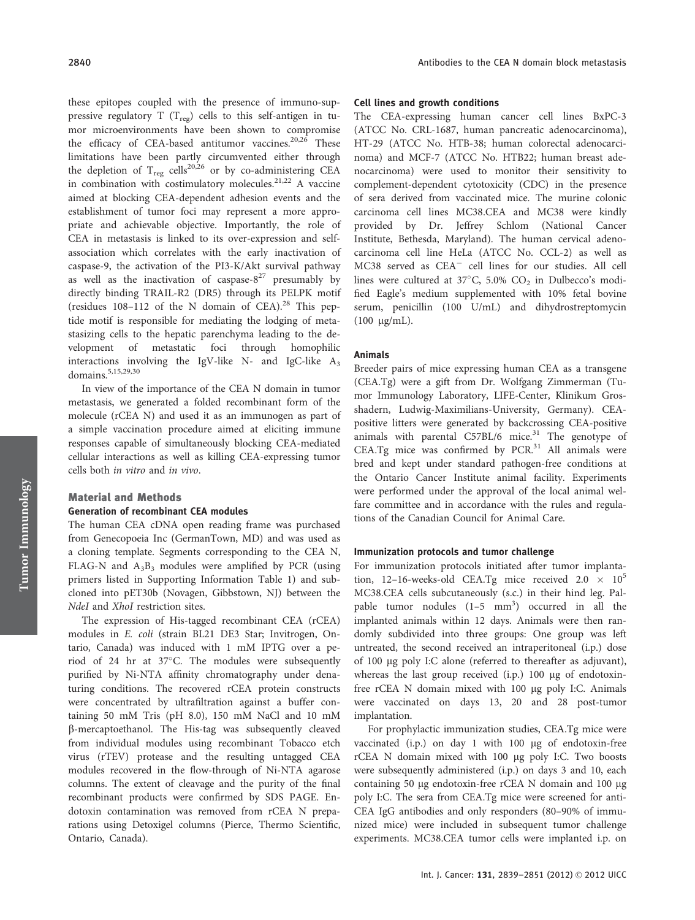these epitopes coupled with the presence of immuno-suppressive regulatory T ($T_{reg}$) cells to this self-antigen in tumor microenvironments have been shown to compromise the efficacy of CEA-based antitumor vaccines.[20,26] These limitations have been partly circumvented either through the depletion of $T_{reg}$ cells[20,26] or by co-administering CEA in combination with costimulatory molecules.[21,22] A vaccine aimed at blocking CEA-dependent adhesion events and the establishment of tumor foci may represent a more appropriate and achievable objective. Importantly, the role of CEA in metastasis is linked to its over-expression and self-association which correlates with the early inactivation of caspase-9, the activation of the PI3-K/Akt survival pathway as well as the inactivation of caspase-8[27] presumably by directly binding TRAIL-R2 (DR5) through its PELPK motif (residues 108–112 of the N domain of CEA).[28] This peptide motif is responsible for mediating the lodging of metastasizing cells to the hepatic parenchyma leading to the development of metastatic foci through homophilic interactions involving the IgV-like N- and IgC-like $A_3$ domains.[5,15,29,30]

In view of the importance of the CEA N domain in tumor metastasis, we generated a folded recombinant form of the molecule (rCEA N) and used it as an immunogen as part of a simple vaccination procedure aimed at eliciting immune responses capable of simultaneously blocking CEA-mediated cellular interactions as well as killing CEA-expressing tumor cells both *in vitro* and *in vivo*.

## Material and Methods

### Generation of recombinant CEA modules

The human CEA cDNA open reading frame was purchased from Genecopoeia Inc (GermanTown, MD) and was used as a cloning template. Segments corresponding to the CEA N, FLAG-N and $A_3B_3$ modules were amplified by PCR (using primers listed in Supporting Information Table 1) and subcloned into pET30b (Novagen, Gibbstown, NJ) between the *NdeI* and *XhoI* restriction sites.

The expression of His-tagged recombinant CEA (rCEA) modules in *E. coli* (strain BL21 DE3 Star; Invitrogen, Ontario, Canada) was induced with 1 mM IPTG over a period of 24 hr at 37°C. The modules were subsequently purified by Ni-NTA affinity chromatography under denaturing conditions. The recovered rCEA protein constructs were concentrated by ultrafiltration against a buffer containing 50 mM Tris (pH 8.0), 150 mM NaCl and 10 mM β-mercaptoethanol. The His-tag was subsequently cleaved from individual modules using recombinant Tobacco etch virus (rTEV) protease and the resulting untagged CEA modules recovered in the flow-through of Ni-NTA agarose columns. The extent of cleavage and the purity of the final recombinant products were confirmed by SDS PAGE. Endotoxin contamination was removed from rCEA N preparations using Detoxigel columns (Pierce, Thermo Scientific, Ontario, Canada).

### Cell lines and growth conditions

The CEA-expressing human cancer cell lines BxPC-3 (ATCC No. CRL-1687, human pancreatic adenocarcinoma), HT-29 (ATCC No. HTB-38; human colorectal adenocarcinoma) and MCF-7 (ATCC No. HTB22; human breast adenocarcinoma) were used to monitor their sensitivity to complement-dependent cytotoxicity (CDC) in the presence of sera derived from vaccinated mice. The murine colonic carcinoma cell lines MC38.CEA and MC38 were kindly provided by Dr. Jeffrey Schlom (National Cancer Institute, Bethesda, Maryland). The human cervical adenocarcinoma cell line HeLa (ATCC No. CCL-2) as well as MC38 served as $CEA^-$ cell lines for our studies. All cell lines were cultured at 37°C, 5.0% $CO_2$ in Dulbecco's modified Eagle's medium supplemented with 10% fetal bovine serum, penicillin (100 U/mL) and dihydrostreptomycin (100 μg/mL).

### Animals

Breeder pairs of mice expressing human CEA as a transgene (CEA.Tg) were a gift from Dr. Wolfgang Zimmerman (Tumor Immunology Laboratory, LIFE-Center, Klinikum Grosshadern, Ludwig-Maximilians-University, Germany). CEA-positive litters were generated by backcrossing CEA-positive animals with parental C57BL/6 mice.[31] The genotype of CEA.Tg mice was confirmed by PCR.[31] All animals were bred and kept under standard pathogen-free conditions at the Ontario Cancer Institute animal facility. Experiments were performed under the approval of the local animal welfare committee and in accordance with the rules and regulations of the Canadian Council for Animal Care.

### Immunization protocols and tumor challenge

For immunization protocols initiated after tumor implantation, 12–16-weeks-old CEA.Tg mice received $2.0 \times 10^5$ MC38.CEA cells subcutaneously (s.c.) in their hind leg. Palpable tumor nodules (1–5 $mm^3$) occurred in all the implanted animals within 12 days. Animals were then randomly subdivided into three groups: One group was left untreated, the second received an intraperitoneal (i.p.) dose of 100 μg poly I:C alone (referred to thereafter as adjuvant), whereas the last group received (i.p.) 100 μg of endotoxin-free rCEA N domain mixed with 100 μg poly I:C. Animals were vaccinated on days 13, 20 and 28 post-tumor implantation.

For prophylactic immunization studies, CEA.Tg mice were vaccinated (i.p.) on day 1 with 100 μg of endotoxin-free rCEA N domain mixed with 100 μg poly I:C. Two boosts were subsequently administered (i.p.) on days 3 and 10, each containing 50 μg endotoxin-free rCEA N domain and 100 μg poly I:C. The sera from CEA.Tg mice were screened for anti-CEA IgG antibodies and only responders (80–90% of immunized mice) were included in subsequent tumor challenge experiments. MC38.CEA tumor cells were implanted i.p. on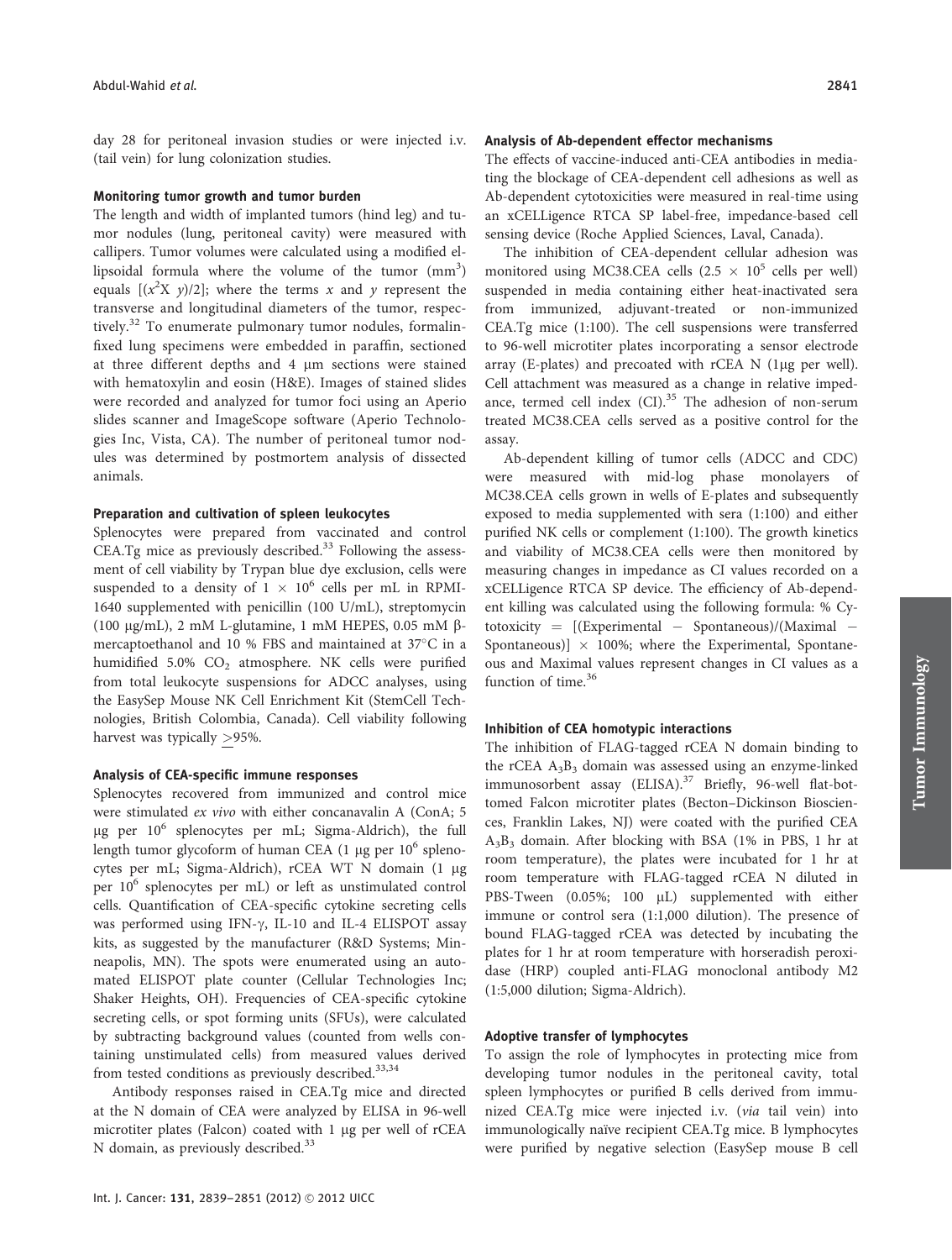day 28 for peritoneal invasion studies or were injected i.v. (tail vein) for lung colonization studies.

### Monitoring tumor growth and tumor burden

The length and width of implanted tumors (hind leg) and tumor nodules (lung, peritoneal cavity) were measured with callipers. Tumor volumes were calculated using a modified ellipsoidal formula where the volume of the tumor ($mm^3$) equals $[(x^2 X\ y)/2]$; where the terms $x$ and $y$ represent the transverse and longitudinal diameters of the tumor, respectively.[32] To enumerate pulmonary tumor nodules, formalin-fixed lung specimens were embedded in paraffin, sectioned at three different depths and 4 μm sections were stained with hematoxylin and eosin (H&E). Images of stained slides were recorded and analyzed for tumor foci using an Aperio slides scanner and ImageScope software (Aperio Technologies Inc, Vista, CA). The number of peritoneal tumor nodules was determined by postmortem analysis of dissected animals.

### Preparation and cultivation of spleen leukocytes

Splenocytes were prepared from vaccinated and control CEA.Tg mice as previously described.[33] Following the assessment of cell viability by Trypan blue dye exclusion, cells were suspended to a density of $1 \times 10^6$ cells per mL in RPMI-1640 supplemented with penicillin (100 U/mL), streptomycin (100 μg/mL), 2 mM L-glutamine, 1 mM HEPES, 0.05 mM β-mercaptoethanol and 10 % FBS and maintained at 37°C in a humidified 5.0% $CO_2$ atmosphere. NK cells were purified from total leukocyte suspensions for ADCC analyses, using the EasySep Mouse NK Cell Enrichment Kit (StemCell Technologies, British Colombia, Canada). Cell viability following harvest was typically ≥95%.

### Analysis of CEA-specific immune responses

Splenocytes recovered from immunized and control mice were stimulated *ex vivo* with either concanavalin A (ConA; 5 μg per $10^6$ splenocytes per mL; Sigma-Aldrich), the full length tumor glycoform of human CEA (1 μg per $10^6$ splenocytes per mL; Sigma-Aldrich), rCEA WT N domain (1 μg per $10^6$ splenocytes per mL) or left as unstimulated control cells. Quantification of CEA-specific cytokine secreting cells was performed using IFN-γ, IL-10 and IL-4 ELISPOT assay kits, as suggested by the manufacturer (R&D Systems; Minneapolis, MN). The spots were enumerated using an automated ELISPOT plate counter (Cellular Technologies Inc; Shaker Heights, OH). Frequencies of CEA-specific cytokine secreting cells, or spot forming units (SFUs), were calculated by subtracting background values (counted from wells containing unstimulated cells) from measured values derived from tested conditions as previously described.[33,34]

Antibody responses raised in CEA.Tg mice and directed at the N domain of CEA were analyzed by ELISA in 96-well microtiter plates (Falcon) coated with 1 μg per well of rCEA N domain, as previously described.[33]

### Analysis of Ab-dependent effector mechanisms

The effects of vaccine-induced anti-CEA antibodies in mediating the blockage of CEA-dependent cell adhesions as well as Ab-dependent cytotoxicities were measured in real-time using an xCELLigence RTCA SP label-free, impedance-based cell sensing device (Roche Applied Sciences, Laval, Canada).

The inhibition of CEA-dependent cellular adhesion was monitored using MC38.CEA cells ($2.5 \times 10^5$ cells per well) suspended in media containing either heat-inactivated sera from immunized, adjuvant-treated or non-immunized CEA.Tg mice (1:100). The cell suspensions were transferred to 96-well microtiter plates incorporating a sensor electrode array (E-plates) and precoated with rCEA N (1μg per well). Cell attachment was measured as a change in relative impedance, termed cell index (CI).[35] The adhesion of non-serum treated MC38.CEA cells served as a positive control for the assay.

Ab-dependent killing of tumor cells (ADCC and CDC) were measured with mid-log phase monolayers of MC38.CEA cells grown in wells of E-plates and subsequently exposed to media supplemented with sera (1:100) and either purified NK cells or complement (1:100). The growth kinetics and viability of MC38.CEA cells were then monitored by measuring changes in impedance as CI values recorded on a xCELLigence RTCA SP device. The efficiency of Ab-dependent killing was calculated using the following formula: % Cytotoxicity = [(Experimental − Spontaneous)/(Maximal − Spontaneous)] × 100%; where the Experimental, Spontaneous and Maximal values represent changes in CI values as a function of time.[36]

### Inhibition of CEA homotypic interactions

The inhibition of FLAG-tagged rCEA N domain binding to the rCEA $A_3B_3$ domain was assessed using an enzyme-linked immunosorbent assay (ELISA).[37] Briefly, 96-well flat-bottomed Falcon microtiter plates (Becton–Dickinson Biosciences, Franklin Lakes, NJ) were coated with the purified CEA $A_3B_3$ domain. After blocking with BSA (1% in PBS, 1 hr at room temperature), the plates were incubated for 1 hr at room temperature with FLAG-tagged rCEA N diluted in PBS-Tween (0.05%; 100 μL) supplemented with either immune or control sera (1:1,000 dilution). The presence of bound FLAG-tagged rCEA was detected by incubating the plates for 1 hr at room temperature with horseradish peroxidase (HRP) coupled anti-FLAG monoclonal antibody M2 (1:5,000 dilution; Sigma-Aldrich).

### Adoptive transfer of lymphocytes

To assign the role of lymphocytes in protecting mice from developing tumor nodules in the peritoneal cavity, total spleen lymphocytes or purified B cells derived from immunized CEA.Tg mice were injected i.v. (*via* tail vein) into immunologically naïve recipient CEA.Tg mice. B lymphocytes were purified by negative selection (EasySep mouse B cell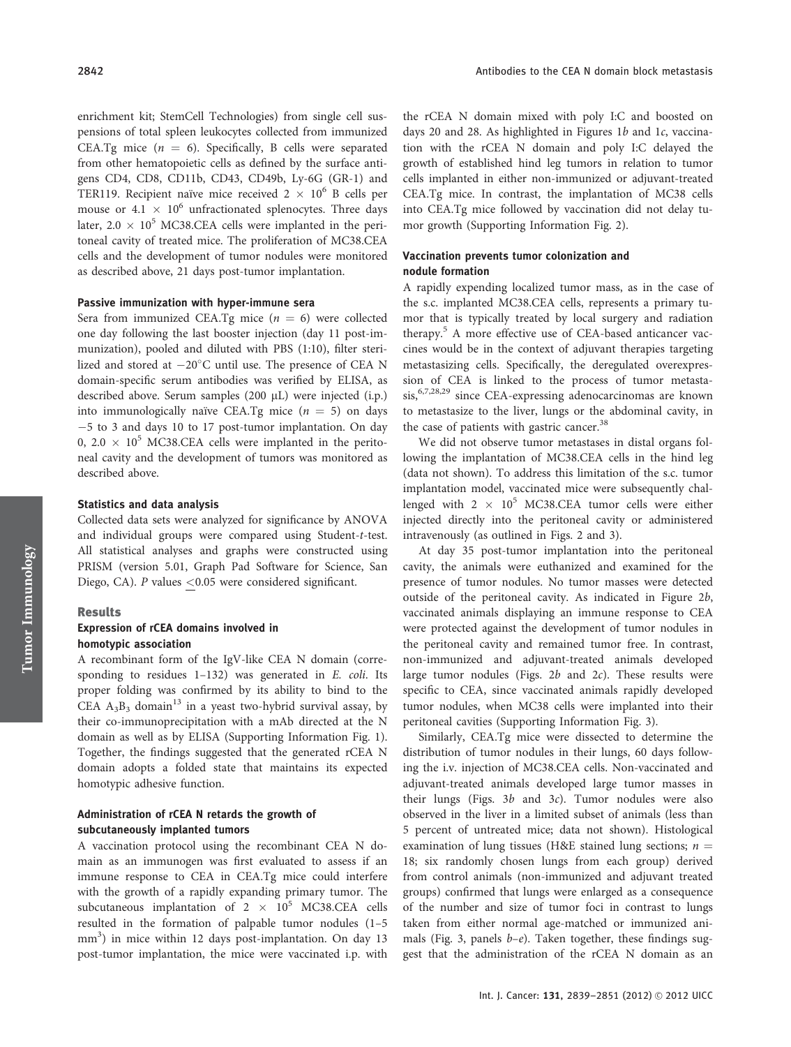enrichment kit; StemCell Technologies) from single cell suspensions of total spleen leukocytes collected from immunized CEA.Tg mice ($n$ = 6). Specifically, B cells were separated from other hematopoietic cells as defined by the surface antigens CD4, CD8, CD11b, CD43, CD49b, Ly-6G (GR-1) and TER119. Recipient naïve mice received $2 \times 10^6$ B cells per mouse or $4.1 \times 10^6$ unfractionated splenocytes. Three days later, $2.0 \times 10^5$ MC38.CEA cells were implanted in the peritoneal cavity of treated mice. The proliferation of MC38.CEA cells and the development of tumor nodules were monitored as described above, 21 days post-tumor implantation.

#### Passive immunization with hyper-immune sera

Sera from immunized CEA.Tg mice ($n$ = 6) were collected one day following the last booster injection (day 11 post-immunization), pooled and diluted with PBS (1:10), filter sterilized and stored at −20°C until use. The presence of CEA N domain-specific serum antibodies was verified by ELISA, as described above. Serum samples (200 μL) were injected (i.p.) into immunologically naïve CEA.Tg mice ($n$ = 5) on days −5 to 3 and days 10 to 17 post-tumor implantation. On day 0, $2.0 \times 10^5$ MC38.CEA cells were implanted in the peritoneal cavity and the development of tumors was monitored as described above.

#### Statistics and data analysis

Collected data sets were analyzed for significance by ANOVA and individual groups were compared using Student-*t*-test. All statistical analyses and graphs were constructed using PRISM (version 5.01, Graph Pad Software for Science, San Diego, CA). $P$ values $\leq$0.05 were considered significant.

## Results

#### Expression of rCEA domains involved in homotypic association

A recombinant form of the IgV-like CEA N domain (corresponding to residues 1–132) was generated in *E. coli*. Its proper folding was confirmed by its ability to bind to the CEA $A_3B_3$ domain[13] in a yeast two-hybrid survival assay, by their co-immunoprecipitation with a mAb directed at the N domain as well as by ELISA (Supporting Information Fig. 1). Together, the findings suggested that the generated rCEA N domain adopts a folded state that maintains its expected homotypic adhesive function.

#### Administration of rCEA N retards the growth of subcutaneously implanted tumors

A vaccination protocol using the recombinant CEA N domain as an immunogen was first evaluated to assess if an immune response to CEA in CEA.Tg mice could interfere with the growth of a rapidly expanding primary tumor. The subcutaneous implantation of $2 \times 10^5$ MC38.CEA cells resulted in the formation of palpable tumor nodules (1–5 mm$^3$) in mice within 12 days post-implantation. On day 13 post-tumor implantation, the mice were vaccinated i.p. with the rCEA N domain mixed with poly I:C and boosted on days 20 and 28. As highlighted in Figures 1*b* and 1*c*, vaccination with the rCEA N domain and poly I:C delayed the growth of established hind leg tumors in relation to tumor cells implanted in either non-immunized or adjuvant-treated CEA.Tg mice. In contrast, the implantation of MC38 cells into CEA.Tg mice followed by vaccination did not delay tumor growth (Supporting Information Fig. 2).

#### Vaccination prevents tumor colonization and nodule formation

A rapidly expending localized tumor mass, as in the case of the s.c. implanted MC38.CEA cells, represents a primary tumor that is typically treated by local surgery and radiation therapy.[5] A more effective use of CEA-based anticancer vaccines would be in the context of adjuvant therapies targeting metastasizing cells. Specifically, the deregulated overexpression of CEA is linked to the process of tumor metastasis,[6,7,28,29] since CEA-expressing adenocarcinomas are known to metastasize to the liver, lungs or the abdominal cavity, in the case of patients with gastric cancer.[38]

We did not observe tumor metastases in distal organs following the implantation of MC38.CEA cells in the hind leg (data not shown). To address this limitation of the s.c. tumor implantation model, vaccinated mice were subsequently challenged with $2 \times 10^5$ MC38.CEA tumor cells were either injected directly into the peritoneal cavity or administered intravenously (as outlined in Figs. 2 and 3).

At day 35 post-tumor implantation into the peritoneal cavity, the animals were euthanized and examined for the presence of tumor nodules. No tumor masses were detected outside of the peritoneal cavity. As indicated in Figure 2*b*, vaccinated animals displaying an immune response to CEA were protected against the development of tumor nodules in the peritoneal cavity and remained tumor free. In contrast, non-immunized and adjuvant-treated animals developed large tumor nodules (Figs. 2*b* and 2*c*). These results were specific to CEA, since vaccinated animals rapidly developed tumor nodules, when MC38 cells were implanted into their peritoneal cavities (Supporting Information Fig. 3).

Similarly, CEA.Tg mice were dissected to determine the distribution of tumor nodules in their lungs, 60 days following the i.v. injection of MC38.CEA cells. Non-vaccinated and adjuvant-treated animals developed large tumor masses in their lungs (Figs. 3*b* and 3*c*). Tumor nodules were also observed in the liver in a limited subset of animals (less than 5 percent of untreated mice; data not shown). Histological examination of lung tissues (H&E stained lung sections; $n$ = 18; six randomly chosen lungs from each group) derived from control animals (non-immunized and adjuvant treated groups) confirmed that lungs were enlarged as a consequence of the number and size of tumor foci in contrast to lungs taken from either normal age-matched or immunized animals (Fig. 3, panels *b*–*e*). Taken together, these findings suggest that the administration of the rCEA N domain as an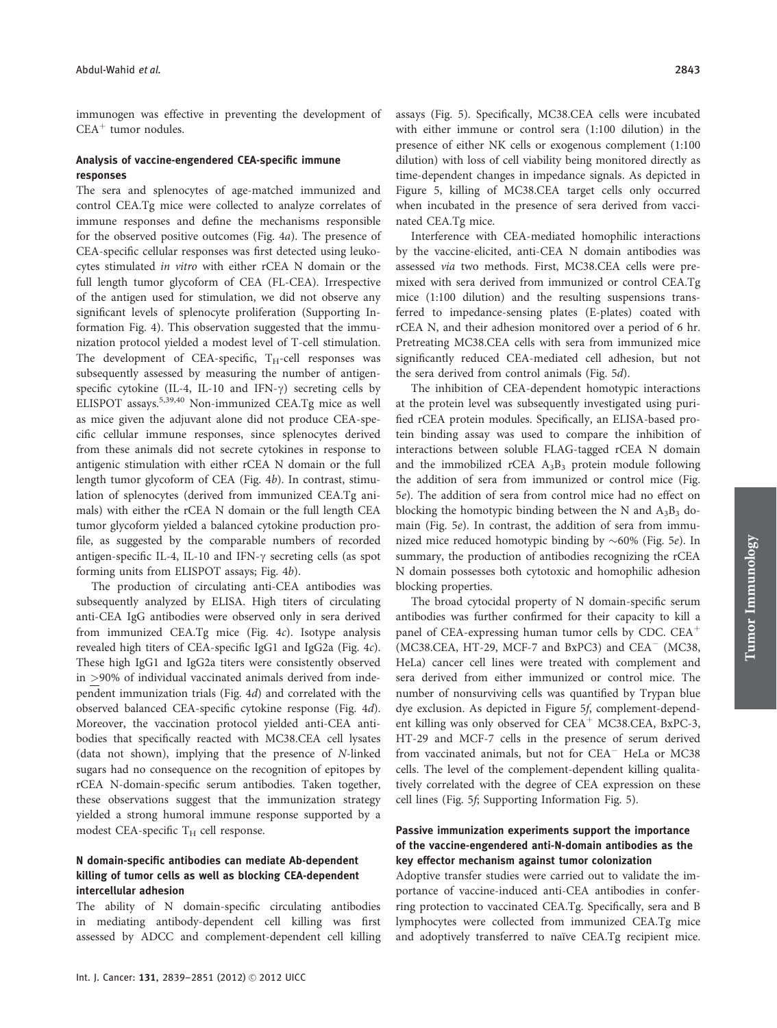immunogen was effective in preventing the development of $CEA^+$ tumor nodules.

### Analysis of vaccine-engendered CEA-specific immune responses

The sera and splenocytes of age-matched immunized and control CEA.Tg mice were collected to analyze correlates of immune responses and define the mechanisms responsible for the observed positive outcomes (Fig. 4*a*). The presence of CEA-specific cellular responses was first detected using leukocytes stimulated *in vitro* with either rCEA N domain or the full length tumor glycoform of CEA (FL-CEA). Irrespective of the antigen used for stimulation, we did not observe any significant levels of splenocyte proliferation (Supporting Information Fig. 4). This observation suggested that the immunization protocol yielded a modest level of T-cell stimulation. The development of CEA-specific, $T_H$-cell responses was subsequently assessed by measuring the number of antigen-specific cytokine (IL-4, IL-10 and IFN-γ) secreting cells by ELISPOT assays.[5,39,40] Non-immunized CEA.Tg mice as well as mice given the adjuvant alone did not produce CEA-specific cellular immune responses, since splenocytes derived from these animals did not secrete cytokines in response to antigenic stimulation with either rCEA N domain or the full length tumor glycoform of CEA (Fig. 4*b*). In contrast, stimulation of splenocytes (derived from immunized CEA.Tg animals) with either the rCEA N domain or the full length CEA tumor glycoform yielded a balanced cytokine production profile, as suggested by the comparable numbers of recorded antigen-specific IL-4, IL-10 and IFN-γ secreting cells (as spot forming units from ELISPOT assays; Fig. 4*b*).

The production of circulating anti-CEA antibodies was subsequently analyzed by ELISA. High titers of circulating anti-CEA IgG antibodies were observed only in sera derived from immunized CEA.Tg mice (Fig. 4*c*). Isotype analysis revealed high titers of CEA-specific IgG1 and IgG2a (Fig. 4*c*). These high IgG1 and IgG2a titers were consistently observed in ≥90% of individual vaccinated animals derived from independent immunization trials (Fig. 4*d*) and correlated with the observed balanced CEA-specific cytokine response (Fig. 4*d*). Moreover, the vaccination protocol yielded anti-CEA antibodies that specifically reacted with MC38.CEA cell lysates (data not shown), implying that the presence of *N*-linked sugars had no consequence on the recognition of epitopes by rCEA N-domain-specific serum antibodies. Taken together, these observations suggest that the immunization strategy yielded a strong humoral immune response supported by a modest CEA-specific $T_H$ cell response.

### N domain-specific antibodies can mediate Ab-dependent killing of tumor cells as well as blocking CEA-dependent intercellular adhesion

The ability of N domain-specific circulating antibodies in mediating antibody-dependent cell killing was first assessed by ADCC and complement-dependent cell killing assays (Fig. 5). Specifically, MC38.CEA cells were incubated with either immune or control sera (1:100 dilution) in the presence of either NK cells or exogenous complement (1:100 dilution) with loss of cell viability being monitored directly as time-dependent changes in impedance signals. As depicted in Figure 5, killing of MC38.CEA target cells only occurred when incubated in the presence of sera derived from vaccinated CEA.Tg mice.

Interference with CEA-mediated homophilic interactions by the vaccine-elicited, anti-CEA N domain antibodies was assessed *via* two methods. First, MC38.CEA cells were premixed with sera derived from immunized or control CEA.Tg mice (1:100 dilution) and the resulting suspensions transferred to impedance-sensing plates (E-plates) coated with rCEA N, and their adhesion monitored over a period of 6 hr. Pretreating MC38.CEA cells with sera from immunized mice significantly reduced CEA-mediated cell adhesion, but not the sera derived from control animals (Fig. 5*d*).

The inhibition of CEA-dependent homotypic interactions at the protein level was subsequently investigated using purified rCEA protein modules. Specifically, an ELISA-based protein binding assay was used to compare the inhibition of interactions between soluble FLAG-tagged rCEA N domain and the immobilized rCEA $A_3B_3$ protein module following the addition of sera from immunized or control mice (Fig. 5*e*). The addition of sera from control mice had no effect on blocking the homotypic binding between the N and $A_3B_3$ domain (Fig. 5*e*). In contrast, the addition of sera from immunized mice reduced homotypic binding by ~60% (Fig. 5*e*). In summary, the production of antibodies recognizing the rCEA N domain possesses both cytotoxic and homophilic adhesion blocking properties.

The broad cytocidal property of N domain-specific serum antibodies was further confirmed for their capacity to kill a panel of CEA-expressing human tumor cells by CDC. $CEA^+$ (MC38.CEA, HT-29, MCF-7 and BxPC3) and $CEA^-$ (MC38, HeLa) cancer cell lines were treated with complement and sera derived from either immunized or control mice. The number of nonsurviving cells was quantified by Trypan blue dye exclusion. As depicted in Figure 5*f*, complement-dependent killing was only observed for $CEA^+$ MC38.CEA, BxPC-3, HT-29 and MCF-7 cells in the presence of serum derived from vaccinated animals, but not for $CEA^-$ HeLa or MC38 cells. The level of the complement-dependent killing qualitatively correlated with the degree of CEA expression on these cell lines (Fig. 5*f*; Supporting Information Fig. 5).

### Passive immunization experiments support the importance of the vaccine-engendered anti-N-domain antibodies as the key effector mechanism against tumor colonization

Adoptive transfer studies were carried out to validate the importance of vaccine-induced anti-CEA antibodies in conferring protection to vaccinated CEA.Tg. Specifically, sera and B lymphocytes were collected from immunized CEA.Tg mice and adoptively transferred to naïve CEA.Tg recipient mice.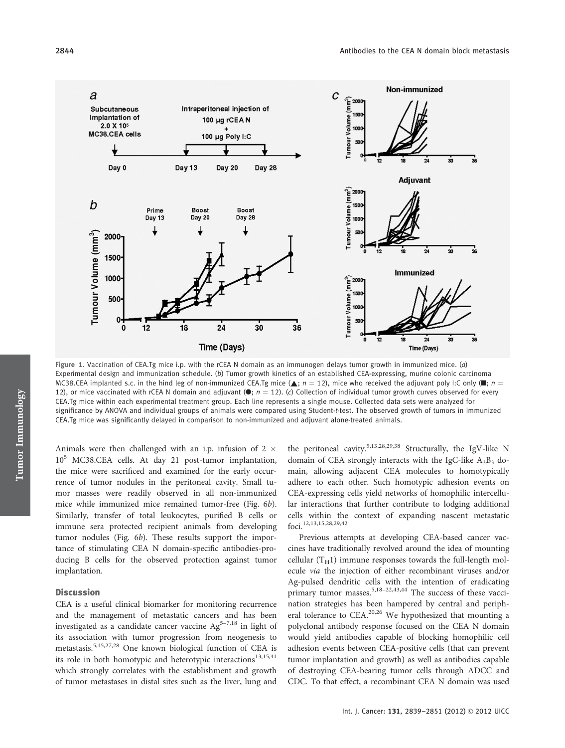Figure 1. Vaccination of CEA.Tg mice i.p. with the rCEA N domain as an immunogen delays tumor growth in immunized mice. (*a*) Experimental design and immunization schedule. (*b*) Tumor growth kinetics of an established CEA-expressing, murine colonic carcinoma MC38.CEA implanted s.c. in the hind leg of non-immunized CEA.Tg mice (▲; $n = 12$), mice who received the adjuvant poly I:C only (■; $n = 12$), or mice vaccinated with rCEA N domain and adjuvant (●; $n = 12$). (*c*) Collection of individual tumor growth curves observed for every CEA.Tg mice within each experimental treatment group. Each line represents a single mouse. Collected data sets were analyzed for significance by ANOVA and individual groups of animals were compared using Student-*t*-test. The observed growth of tumors in immunized CEA.Tg mice was significantly delayed in comparison to non-immunized and adjuvant alone-treated animals.

Animals were then challenged with an i.p. infusion of $2 \times 10^5$ MC38.CEA cells. At day 21 post-tumor implantation, the mice were sacrificed and examined for the early occurrence of tumor nodules in the peritoneal cavity. Small tumor masses were readily observed in all non-immunized mice while immunized mice remained tumor-free (Fig. 6*b*). Similarly, transfer of total leukocytes, purified B cells or immune sera protected recipient animals from developing tumor nodules (Fig. 6*b*). These results support the importance of stimulating CEA N domain-specific antibodies-producing B cells for the observed protection against tumor implantation.

## Discussion

CEA is a useful clinical biomarker for monitoring recurrence and the management of metastatic cancers and has been investigated as a candidate cancer vaccine Ag[5–7,18] in light of its association with tumor progression from neogenesis to metastasis.[5,15,27,28] One known biological function of CEA is its role in both homotypic and heterotypic interactions[13,15,41] which strongly correlates with the establishment and growth of tumor metastases in distal sites such as the liver, lung and the peritoneal cavity.[5,13,28,29,38] Structurally, the IgV-like N domain of CEA strongly interacts with the IgC-like $A_3B_3$ domain, allowing adjacent CEA molecules to homotypically adhere to each other. Such homotypic adhesion events on CEA-expressing cells yield networks of homophilic intercellular interactions that further contribute to lodging additional cells within the context of expanding nascent metastatic foci.[12,13,15,28,29,42]

Previous attempts at developing CEA-based cancer vaccines have traditionally revolved around the idea of mounting cellular ($T_H1$) immune responses towards the full-length molecule *via* the injection of either recombinant viruses and/or Ag-pulsed dendritic cells with the intention of eradicating primary tumor masses.[5,18–22,43,44] The success of these vaccination strategies has been hampered by central and peripheral tolerance to CEA.[20,26] We hypothesized that mounting a polyclonal antibody response focused on the CEA N domain would yield antibodies capable of blocking homophilic cell adhesion events between CEA-positive cells (that can prevent tumor implantation and growth) as well as antibodies capable of destroying CEA-bearing tumor cells through ADCC and CDC. To that effect, a recombinant CEA N domain was used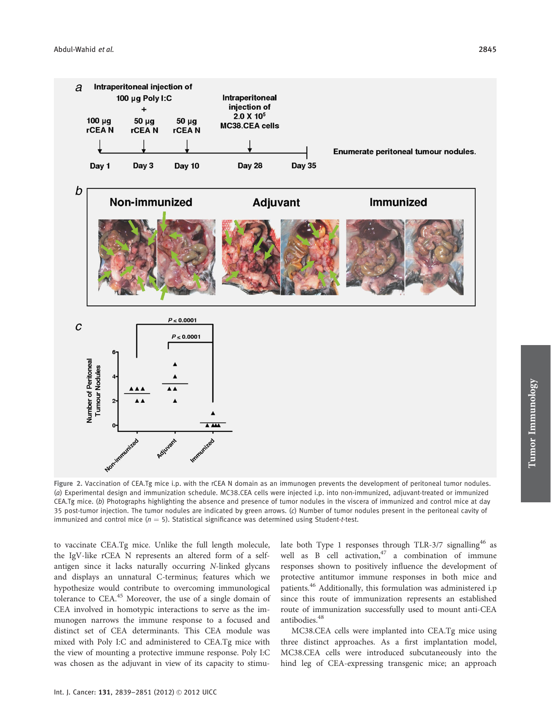Figure 2. Vaccination of CEA.Tg mice i.p. with the rCEA N domain as an immunogen prevents the development of peritoneal tumor nodules. (*a*) Experimental design and immunization schedule. MC38.CEA cells were injected i.p. into non-immunized, adjuvant-treated or immunized CEA.Tg mice. (*b*) Photographs highlighting the absence and presence of tumor nodules in the viscera of immunized and control mice at day 35 post-tumor injection. The tumor nodules are indicated by green arrows. (*c*) Number of tumor nodules present in the peritoneal cavity of immunized and control mice ($n = 5$). Statistical significance was determined using Student-*t*-test.

to vaccinate CEA.Tg mice. Unlike the full length molecule, the IgV-like rCEA N represents an altered form of a self-antigen since it lacks naturally occurring *N*-linked glycans and displays an unnatural C-terminus; features which we hypothesize would contribute to overcoming immunological tolerance to CEA.[45] Moreover, the use of a single domain of CEA involved in homotypic interactions to serve as the immunogen narrows the immune response to a focused and distinct set of CEA determinants. This CEA module was mixed with Poly I:C and administered to CEA.Tg mice with the view of mounting a protective immune response. Poly I:C was chosen as the adjuvant in view of its capacity to stimulate both Type 1 responses through TLR-3/7 signalling[46] as well as B cell activation,[47] a combination of immune responses shown to positively influence the development of protective antitumor immune responses in both mice and patients.[46] Additionally, this formulation was administered i.p since this route of immunization represents an established route of immunization successfully used to mount anti-CEA antibodies.[48]

MC38.CEA cells were implanted into CEA.Tg mice using three distinct approaches. As a first implantation model, MC38.CEA cells were introduced subcutaneously into the hind leg of CEA-expressing transgenic mice; an approach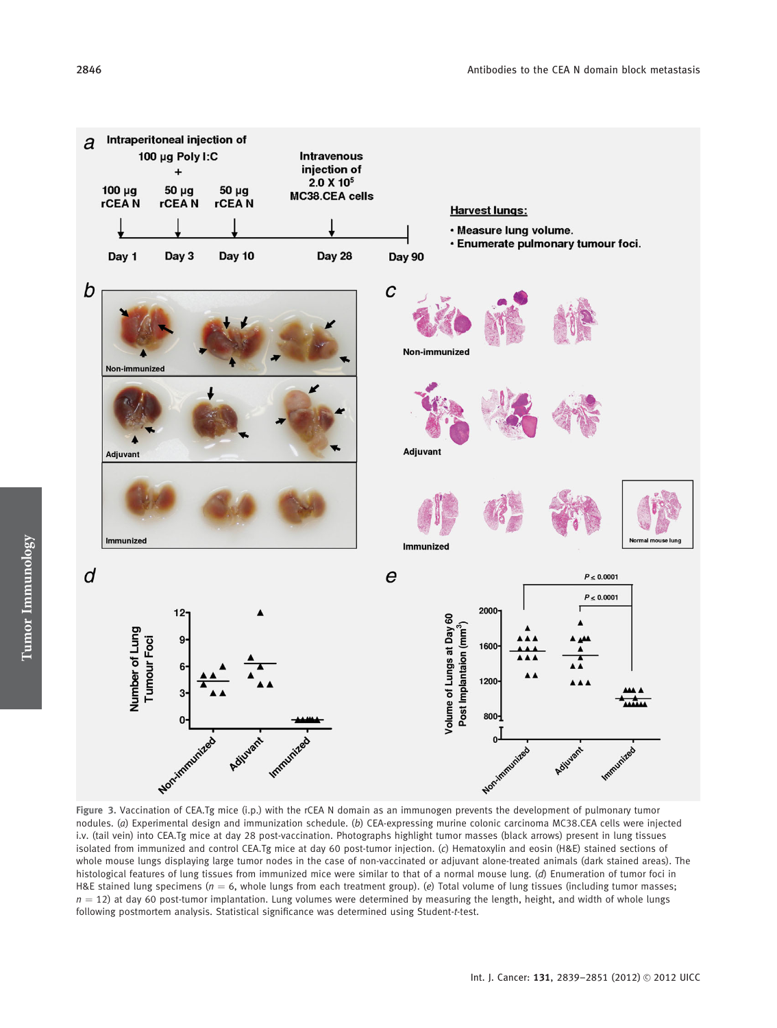Figure 3. Vaccination of CEA.Tg mice (i.p.) with the rCEA N domain as an immunogen prevents the development of pulmonary tumor nodules. (*a*) Experimental design and immunization schedule. (*b*) CEA-expressing murine colonic carcinoma MC38.CEA cells were injected i.v. (tail vein) into CEA.Tg mice at day 28 post-vaccination. Photographs highlight tumor masses (black arrows) present in lung tissues isolated from immunized and control CEA.Tg mice at day 60 post-tumor injection. (*c*) Hematoxylin and eosin (H&E) stained sections of whole mouse lungs displaying large tumor nodes in the case of non-vaccinated or adjuvant alone-treated animals (dark stained areas). The histological features of lung tissues from immunized mice were similar to that of a normal mouse lung. (*d*) Enumeration of tumor foci in H&E stained lung specimens ($n = 6$, whole lungs from each treatment group). (*e*) Total volume of lung tissues (including tumor masses; $n = 12$) at day 60 post-tumor implantation. Lung volumes were determined by measuring the length, height, and width of whole lungs following postmortem analysis. Statistical significance was determined using Student-*t*-test.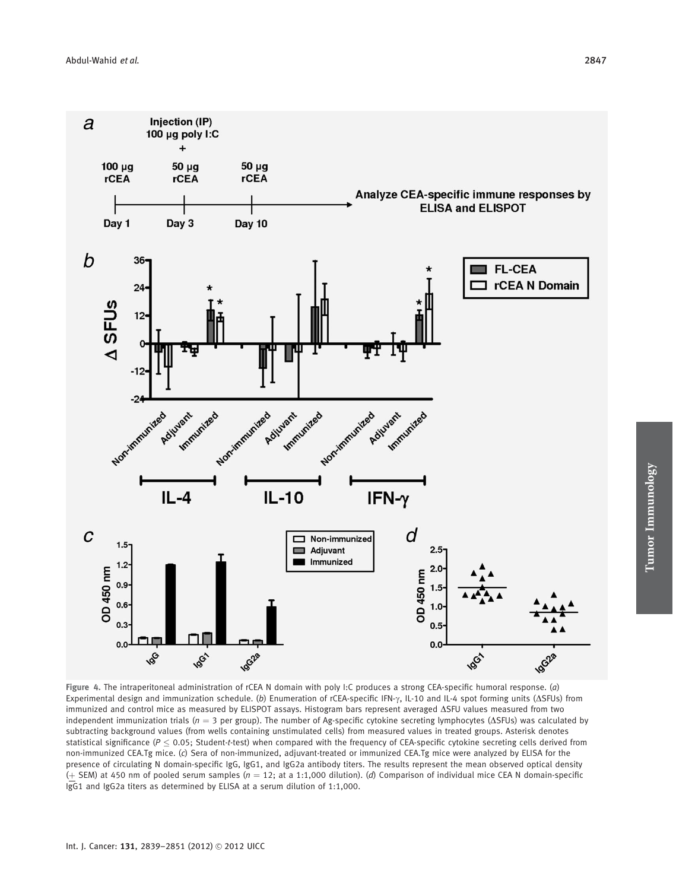Figure 4. The intraperitoneal administration of rCEA N domain with poly I:C produces a strong CEA-specific humoral response. (*a*) Experimental design and immunization schedule. (*b*) Enumeration of rCEA-specific IFN-γ, IL-10 and IL-4 spot forming units (ΔSFUs) from immunized and control mice as measured by ELISPOT assays. Histogram bars represent averaged ΔSFU values measured from two independent immunization trials ($n = 3$ per group). The number of Ag-specific cytokine secreting lymphocytes (ΔSFUs) was calculated by subtracting background values (from wells containing unstimulated cells) from measured values in treated groups. Asterisk denotes statistical significance ($P \leq 0.05$; Student-*t*-test) when compared with the frequency of CEA-specific cytokine secreting cells derived from non-immunized CEA.Tg mice. (*c*) Sera of non-immunized, adjuvant-treated or immunized CEA.Tg mice were analyzed by ELISA for the presence of circulating N domain-specific IgG, IgG1, and IgG2a antibody titers. The results represent the mean observed optical density (+ SEM) at 450 nm of pooled serum samples ($n = 12$; at a 1:1,000 dilution). (*d*) Comparison of individual mice CEA N domain-specific IgG1 and IgG2a titers as determined by ELISA at a serum dilution of 1:1,000.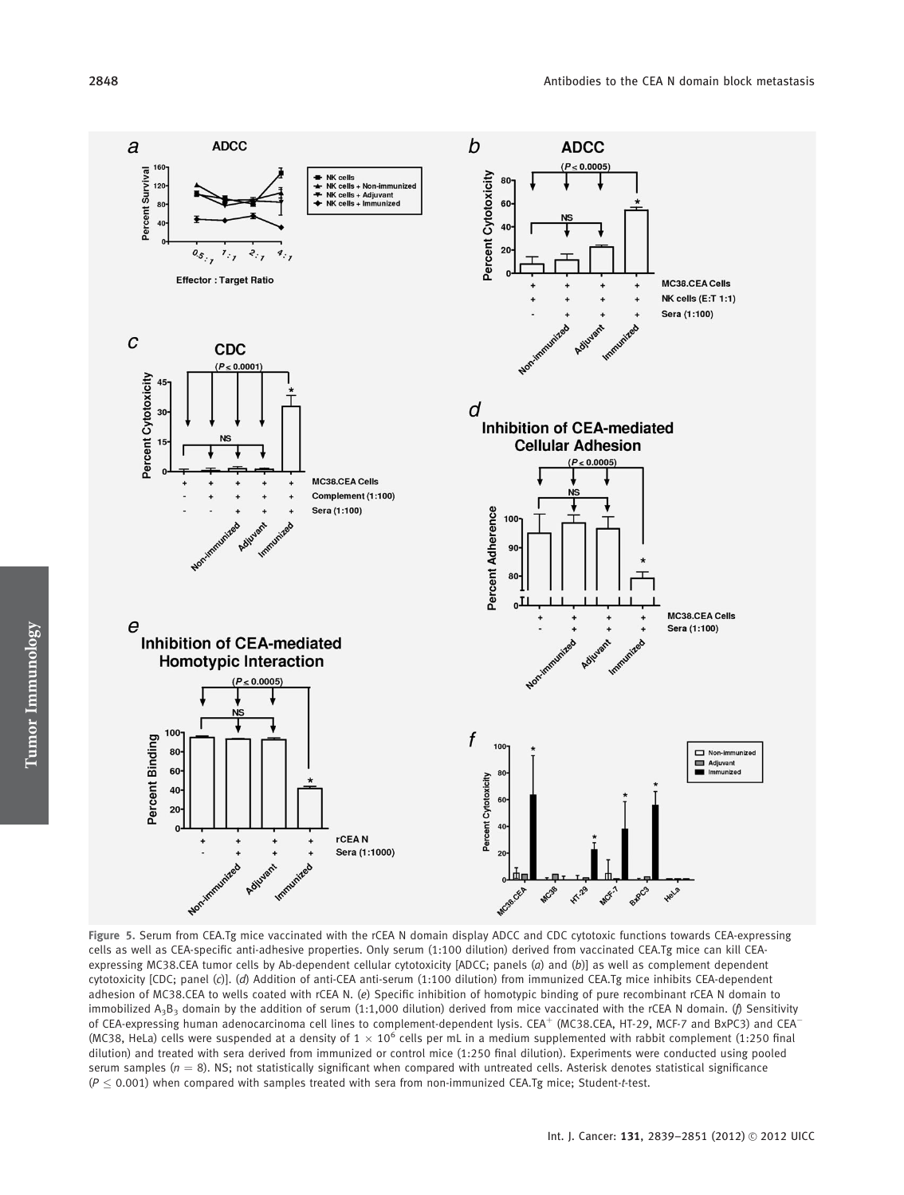**Figure 5.** Serum from CEA.Tg mice vaccinated with the rCEA N domain display ADCC and CDC cytotoxic functions towards CEA-expressing cells as well as CEA-specific anti-adhesive properties. Only serum (1:100 dilution) derived from vaccinated CEA.Tg mice can kill CEA-expressing MC38.CEA tumor cells by Ab-dependent cellular cytotoxicity [ADCC; panels (*a*) and (*b*)] as well as complement dependent cytotoxicity [CDC; panel (*c*)]. (*d*) Addition of anti-CEA anti-serum (1:100 dilution) from immunized CEA.Tg mice inhibits CEA-dependent adhesion of MC38.CEA to wells coated with rCEA N. (*e*) Specific inhibition of homotypic binding of pure recombinant rCEA N domain to immobilized $A_3B_3$ domain by the addition of serum (1:1,000 dilution) derived from mice vaccinated with the rCEA N domain. (*f*) Sensitivity of CEA-expressing human adenocarcinoma cell lines to complement-dependent lysis. $CEA^+$ (MC38.CEA, HT-29, MCF-7 and BxPC3) and $CEA^-$ (MC38, HeLa) cells were suspended at a density of $1 \times 10^6$ cells per mL in a medium supplemented with rabbit complement (1:250 final dilution) and treated with sera derived from immunized or control mice (1:250 final dilution). Experiments were conducted using pooled serum samples ($n = 8$). NS; not statistically significant when compared with untreated cells. Asterisk denotes statistical significance ($P \leq 0.001$) when compared with samples treated with sera from non-immunized CEA.Tg mice; Student-*t*-test.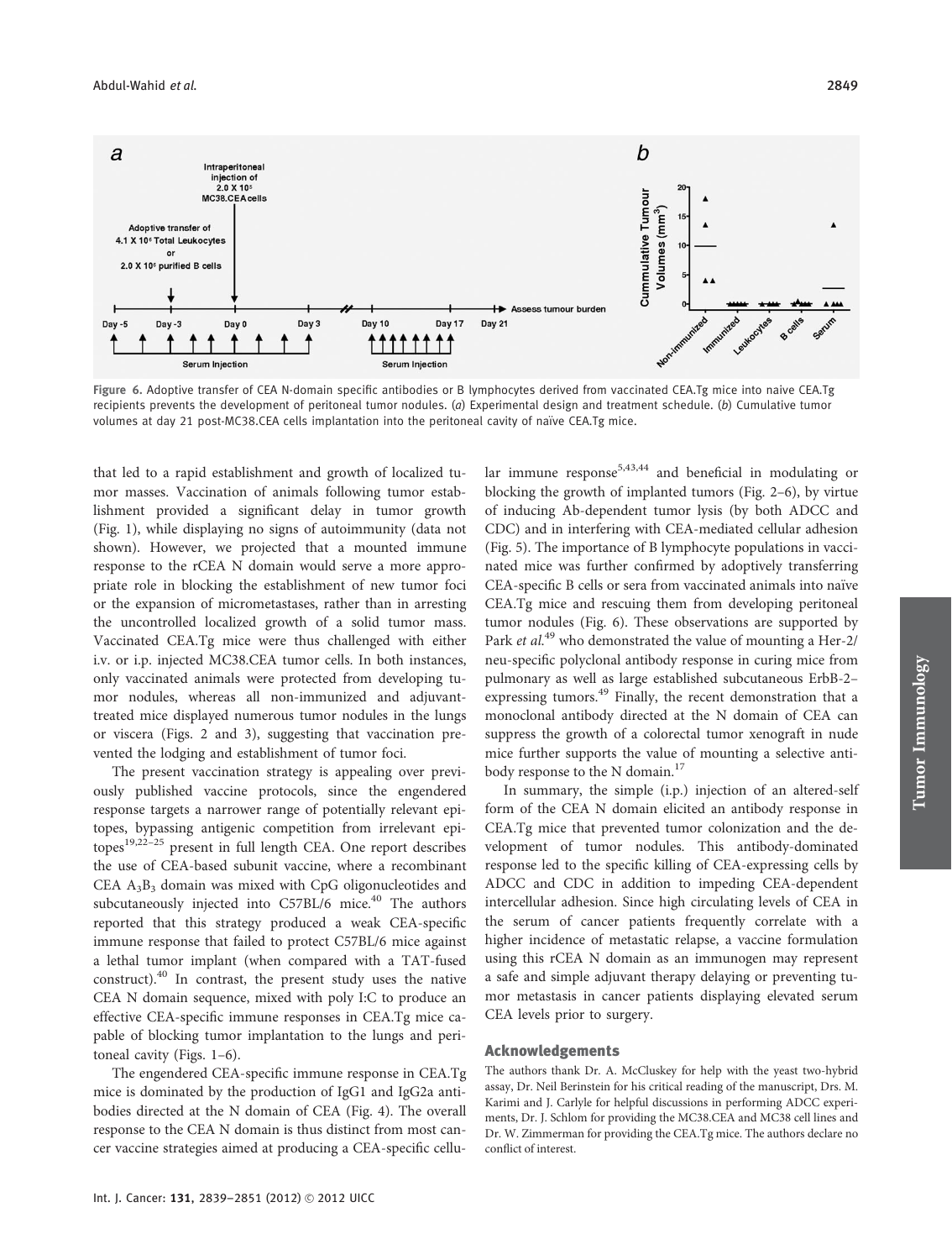Figure 6. Adoptive transfer of CEA N-domain specific antibodies or B lymphocytes derived from vaccinated CEA.Tg mice into naive CEA.Tg recipients prevents the development of peritoneal tumor nodules. (*a*) Experimental design and treatment schedule. (*b*) Cumulative tumor volumes at day 21 post-MC38.CEA cells implantation into the peritoneal cavity of naïve CEA.Tg mice.

that led to a rapid establishment and growth of localized tumor masses. Vaccination of animals following tumor establishment provided a significant delay in tumor growth (Fig. 1), while displaying no signs of autoimmunity (data not shown). However, we projected that a mounted immune response to the rCEA N domain would serve a more appropriate role in blocking the establishment of new tumor foci or the expansion of micrometastases, rather than in arresting the uncontrolled localized growth of a solid tumor mass. Vaccinated CEA.Tg mice were thus challenged with either i.v. or i.p. injected MC38.CEA tumor cells. In both instances, only vaccinated animals were protected from developing tumor nodules, whereas all non-immunized and adjuvant-treated mice displayed numerous tumor nodules in the lungs or viscera (Figs. 2 and 3), suggesting that vaccination prevented the lodging and establishment of tumor foci.

The present vaccination strategy is appealing over previously published vaccine protocols, since the engendered response targets a narrower range of potentially relevant epitopes, bypassing antigenic competition from irrelevant epitopes[19,22–25] present in full length CEA. One report describes the use of CEA-based subunit vaccine, where a recombinant CEA $A_3B_3$ domain was mixed with CpG oligonucleotides and subcutaneously injected into C57BL/6 mice.[40] The authors reported that this strategy produced a weak CEA-specific immune response that failed to protect C57BL/6 mice against a lethal tumor implant (when compared with a TAT-fused construct).[40] In contrast, the present study uses the native CEA N domain sequence, mixed with poly I:C to produce an effective CEA-specific immune responses in CEA.Tg mice capable of blocking tumor implantation to the lungs and peritoneal cavity (Figs. 1–6).

The engendered CEA-specific immune response in CEA.Tg mice is dominated by the production of IgG1 and IgG2a antibodies directed at the N domain of CEA (Fig. 4). The overall response to the CEA N domain is thus distinct from most cancer vaccine strategies aimed at producing a CEA-specific cellular immune response[5,43,44] and beneficial in modulating or blocking the growth of implanted tumors (Fig. 2–6), by virtue of inducing Ab-dependent tumor lysis (by both ADCC and CDC) and in interfering with CEA-mediated cellular adhesion (Fig. 5). The importance of B lymphocyte populations in vaccinated mice was further confirmed by adoptively transferring CEA-specific B cells or sera from vaccinated animals into naïve CEA.Tg mice and rescuing them from developing peritoneal tumor nodules (Fig. 6). These observations are supported by Park *et al.*[49] who demonstrated the value of mounting a Her-2/neu-specific polyclonal antibody response in curing mice from pulmonary as well as large established subcutaneous ErbB-2–expressing tumors.[49] Finally, the recent demonstration that a monoclonal antibody directed at the N domain of CEA can suppress the growth of a colorectal tumor xenograft in nude mice further supports the value of mounting a selective antibody response to the N domain.[17]

In summary, the simple (i.p.) injection of an altered-self form of the CEA N domain elicited an antibody response in CEA.Tg mice that prevented tumor colonization and the development of tumor nodules. This antibody-dominated response led to the specific killing of CEA-expressing cells by ADCC and CDC in addition to impeding CEA-dependent intercellular adhesion. Since high circulating levels of CEA in the serum of cancer patients frequently correlate with a higher incidence of metastatic relapse, a vaccine formulation using this rCEA N domain as an immunogen may represent a safe and simple adjuvant therapy delaying or preventing tumor metastasis in cancer patients displaying elevated serum CEA levels prior to surgery.

## Acknowledgements

The authors thank Dr. A. McCluskey for help with the yeast two-hybrid assay, Dr. Neil Berinstein for his critical reading of the manuscript, Drs. M. Karimi and J. Carlyle for helpful discussions in performing ADCC experiments, Dr. J. Schlom for providing the MC38.CEA and MC38 cell lines and Dr. W. Zimmerman for providing the CEA.Tg mice. The authors declare no conflict of interest.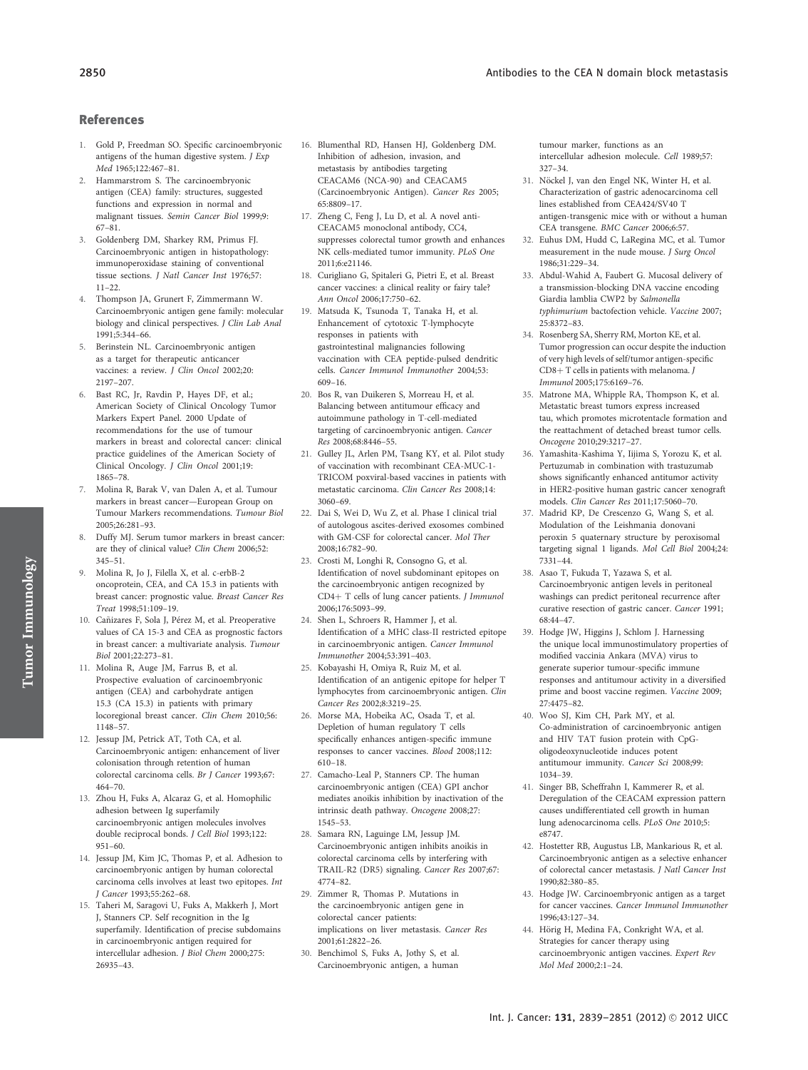## References

1. Gold P, Freedman SO. Specific carcinoembryonic antigens of the human digestive system. *J Exp Med* 1965;122:467–81.
2. Hammarstrom S. The carcinoembryonic antigen (CEA) family: structures, suggested functions and expression in normal and malignant tissues. *Semin Cancer Biol* 1999;9: 67–81.
3. Goldenberg DM, Sharkey RM, Primus FJ. Carcinoembryonic antigen in histopathology: immunoperoxidase staining of conventional tissue sections. *J Natl Cancer Inst* 1976;57: 11–22.
4. Thompson JA, Grunert F, Zimmermann W. Carcinoembryonic antigen gene family: molecular biology and clinical perspectives. *J Clin Lab Anal* 1991;5:344–66.
5. Berinstein NL. Carcinoembryonic antigen as a target for therapeutic anticancer vaccines: a review. *J Clin Oncol* 2002;20: 2197–207.
6. Bast RC, Jr, Ravdin P, Hayes DF, et al.; American Society of Clinical Oncology Tumor Markers Expert Panel. 2000 Update of recommendations for the use of tumour markers in breast and colorectal cancer: clinical practice guidelines of the American Society of Clinical Oncology. *J Clin Oncol* 2001;19: 1865–78.
7. Molina R, Barak V, van Dalen A, et al. Tumour markers in breast cancer—European Group on Tumour Markers recommendations. *Tumour Biol* 2005;26:281–93.
8. Duffy MJ. Serum tumor markers in breast cancer: are they of clinical value? *Clin Chem* 2006;52: 345–51.
9. Molina R, Jo J, Filella X, et al. c-erbB-2 oncoprotein, CEA, and CA 15.3 in patients with breast cancer: prognostic value. *Breast Cancer Res Treat* 1998;51:109–19.
10. Cañizares F, Sola J, Pérez M, et al. Preoperative values of CA 15-3 and CEA as prognostic factors in breast cancer: a multivariate analysis. *Tumour Biol* 2001;22:273–81.
11. Molina R, Auge JM, Farrus B, et al. Prospective evaluation of carcinoembryonic antigen (CEA) and carbohydrate antigen 15.3 (CA 15.3) in patients with primary locoregional breast cancer. *Clin Chem* 2010;56: 1148–57.
12. Jessup JM, Petrick AT, Toth CA, et al. Carcinoembryonic antigen: enhancement of liver colonisation through retention of human colorectal carcinoma cells. *Br J Cancer* 1993;67: 464–70.
13. Zhou H, Fuks A, Alcaraz G, et al. Homophilic adhesion between Ig superfamily carcinoembryonic antigen molecules involves double reciprocal bonds. *J Cell Biol* 1993;122: 951–60.
14. Jessup JM, Kim JC, Thomas P, et al. Adhesion to carcinoembryonic antigen by human colorectal carcinoma cells involves at least two epitopes. *Int J Cancer* 1993;55:262–68.
15. Taheri M, Saragovi U, Fuks A, Makkerh J, Mort J, Stanners CP. Self recognition in the Ig superfamily. Identification of precise subdomains in carcinoembryonic antigen required for intercellular adhesion. *J Biol Chem* 2000;275: 26935–43.
16. Blumenthal RD, Hansen HJ, Goldenberg DM. Inhibition of adhesion, invasion, and metastasis by antibodies targeting CEACAM6 (NCA-90) and CEACAM5 (Carcinoembryonic Antigen). *Cancer Res* 2005; 65:8809–17.
17. Zheng C, Feng J, Lu D, et al. A novel anti-CEACAM5 monoclonal antibody, CC4, suppresses colorectal tumor growth and enhances NK cells-mediated tumor immunity. *PLoS One* 2011;6:e21146.
18. Curigliano G, Spitaleri G, Pietri E, et al. Breast cancer vaccines: a clinical reality or fairy tale? *Ann Oncol* 2006;17:750–62.
19. Matsuda K, Tsunoda T, Tanaka H, et al. Enhancement of cytotoxic T-lymphocyte responses in patients with gastrointestinal malignancies following vaccination with CEA peptide-pulsed dendritic cells. *Cancer Immunol Immunother* 2004;53: 609–16.
20. Bos R, van Duikeren S, Morreau H, et al. Balancing between antitumour efficacy and autoimmune pathology in T-cell-mediated targeting of carcinoembryonic antigen. *Cancer Res* 2008;68:8446–55.
21. Gulley JL, Arlen PM, Tsang KY, et al. Pilot study of vaccination with recombinant CEA-MUC-1-TRICOM poxviral-based vaccines in patients with metastatic carcinoma. *Clin Cancer Res* 2008;14: 3060–69.
22. Dai S, Wei D, Wu Z, et al. Phase I clinical trial of autologous ascites-derived exosomes combined with GM-CSF for colorectal cancer. *Mol Ther* 2008;16:782–90.
23. Crosti M, Longhi R, Consogno G, et al. Identification of novel subdominant epitopes on the carcinoembryonic antigen recognized by CD4+ T cells of lung cancer patients. *J Immunol* 2006;176:5093–99.
24. Shen L, Schroers R, Hammer J, et al. Identification of a MHC class-II restricted epitope in carcinoembryonic antigen. *Cancer Immunol Immunother* 2004;53:391–403.
25. Kobayashi H, Omiya R, Ruiz M, et al. Identification of an antigenic epitope for helper T lymphocytes from carcinoembryonic antigen. *Clin Cancer Res* 2002;8:3219–25.
26. Morse MA, Hobeika AC, Osada T, et al. Depletion of human regulatory T cells specifically enhances antigen-specific immune responses to cancer vaccines. *Blood* 2008;112: 610–18.
27. Camacho-Leal P, Stanners CP. The human carcinoembryonic antigen (CEA) GPI anchor mediates anoikis inhibition by inactivation of the intrinsic death pathway. *Oncogene* 2008;27: 1545–53.
28. Samara RN, Laguinge LM, Jessup JM. Carcinoembryonic antigen inhibits anoikis in colorectal carcinoma cells by interfering with TRAIL-R2 (DR5) signaling. *Cancer Res* 2007;67: 4774–82.
29. Zimmer R, Thomas P. Mutations in the carcinoembryonic antigen gene in colorectal cancer patients: implications on liver metastasis. *Cancer Res* 2001;61:2822–26.
30. Benchimol S, Fuks A, Jothy S, et al. Carcinoembryonic antigen, a human tumour marker, functions as an intercellular adhesion molecule. *Cell* 1989;57: 327–34.
31. Nöckel J, van den Engel NK, Winter H, et al. Characterization of gastric adenocarcinoma cell lines established from CEA424/SV40 T antigen-transgenic mice with or without a human CEA transgene. *BMC Cancer* 2006;6:57.
32. Euhus DM, Hudd C, LaRegina MC, et al. Tumor measurement in the nude mouse. *J Surg Oncol* 1986;31:229–34.
33. Abdul-Wahid A, Faubert G. Mucosal delivery of a transmission-blocking DNA vaccine encoding Giardia lamblia CWP2 by *Salmonella typhimurium* bactofection vehicle. *Vaccine* 2007; 25:8372–83.
34. Rosenberg SA, Sherry RM, Morton KE, et al. Tumor progression can occur despite the induction of very high levels of self/tumor antigen-specific CD8+ T cells in patients with melanoma. *J Immunol* 2005;175:6169–76.
35. Matrone MA, Whipple RA, Thompson K, et al. Metastatic breast tumors express increased tau, which promotes microtentacle formation and the reattachment of detached breast tumor cells. *Oncogene* 2010;29:3217–27.
36. Yamashita-Kashima Y, Iijima S, Yorozu K, et al. Pertuzumab in combination with trastuzumab shows significantly enhanced antitumor activity in HER2-positive human gastric cancer xenograft models. *Clin Cancer Res* 2011;17:5060–70.
37. Madrid KP, De Crescenzo G, Wang S, et al. Modulation of the Leishmania donovani peroxin 5 quaternary structure by peroxisomal targeting signal 1 ligands. *Mol Cell Biol* 2004;24: 7331–44.
38. Asao T, Fukuda T, Yazawa S, et al. Carcinoembryonic antigen levels in peritoneal washings can predict peritoneal recurrence after curative resection of gastric cancer. *Cancer* 1991; 68:44–47.
39. Hodge JW, Higgins J, Schlom J. Harnessing the unique local immunostimulatory properties of modified vaccinia Ankara (MVA) virus to generate superior tumour-specific immune responses and antitumour activity in a diversified prime and boost vaccine regimen. *Vaccine* 2009; 27:4475–82.
40. Woo SJ, Kim CH, Park MY, et al. Co-administration of carcinoembryonic antigen and HIV TAT fusion protein with CpG-oligodeoxynucleotide induces potent antitumour immunity. *Cancer Sci* 2008;99: 1034–39.
41. Singer BB, Scheffrahn I, Kammerer R, et al. Deregulation of the CEACAM expression pattern causes undifferentiated cell growth in human lung adenocarcinoma cells. *PLoS One* 2010;5: e8747.
42. Hostetter RB, Augustus LB, Mankarious R, et al. Carcinoembryonic antigen as a selective enhancer of colorectal cancer metastasis. *J Natl Cancer Inst* 1990;82:380–85.
43. Hodge JW. Carcinoembryonic antigen as a target for cancer vaccines. *Cancer Immunol Immunother* 1996;43:127–34.
44. Hörig H, Medina FA, Conkright WA, et al. Strategies for cancer therapy using carcinoembryonic antigen vaccines. *Expert Rev Mol Med* 2000;2:1–24.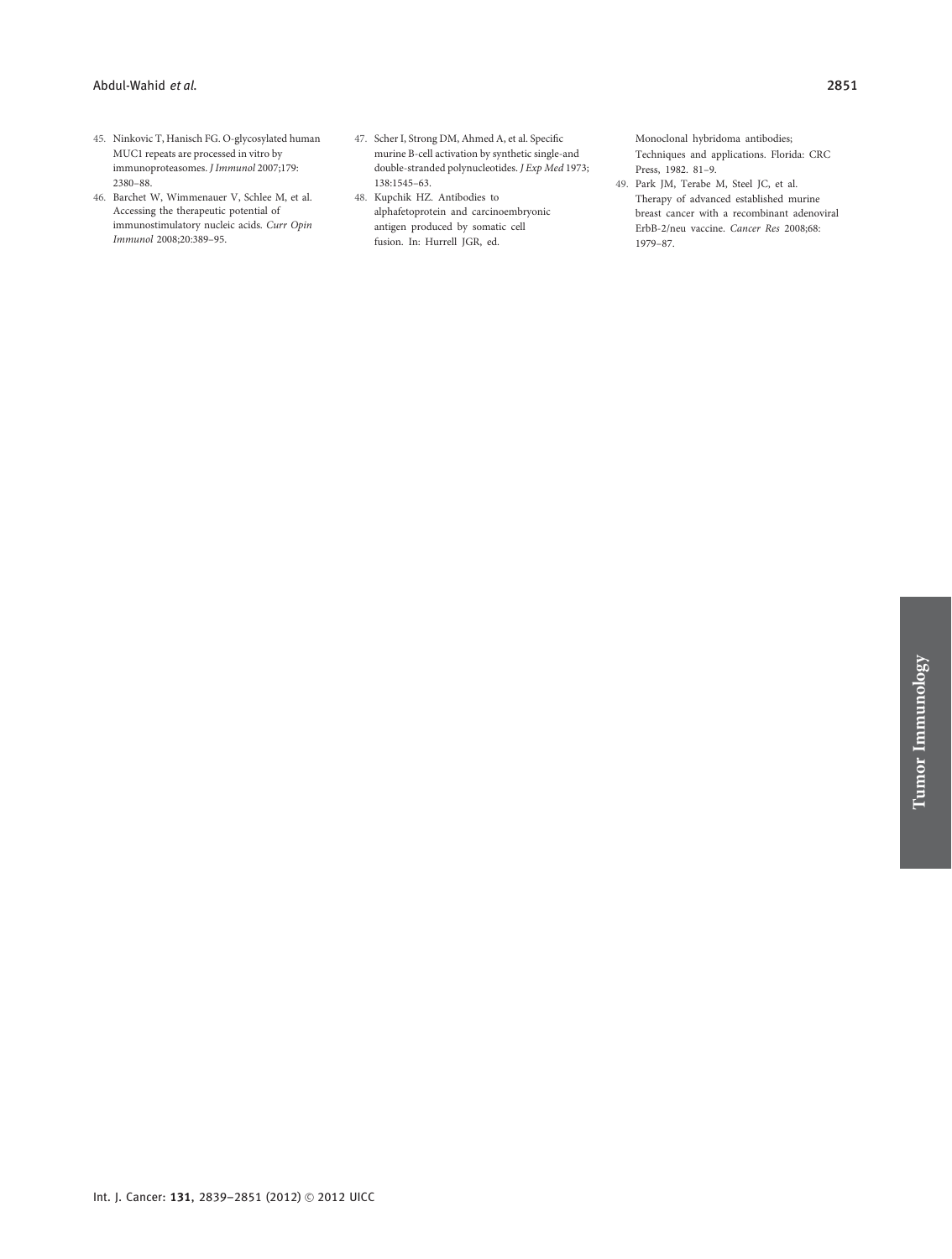45. Ninkovic T, Hanisch FG. O-glycosylated human MUC1 repeats are processed in vitro by immunoproteasomes. *J Immunol* 2007;179: 2380–88.
46. Barchet W, Wimmenauer V, Schlee M, et al. Accessing the therapeutic potential of immunostimulatory nucleic acids. *Curr Opin Immunol* 2008;20:389–95.
47. Scher I, Strong DM, Ahmed A, et al. Specific murine B-cell activation by synthetic single-and double-stranded polynucleotides. *J Exp Med* 1973; 138:1545–63.
48. Kupchik HZ. Antibodies to alphafetoprotein and carcinoembryonic antigen produced by somatic cell fusion. In: Hurrell JGR, ed. Monoclonal hybridoma antibodies; Techniques and applications. Florida: CRC Press, 1982. 81–9.
49. Park JM, Terabe M, Steel JC, et al. Therapy of advanced established murine breast cancer with a recombinant adenoviral ErbB-2/neu vaccine. *Cancer Res* 2008;68: 1979–87.